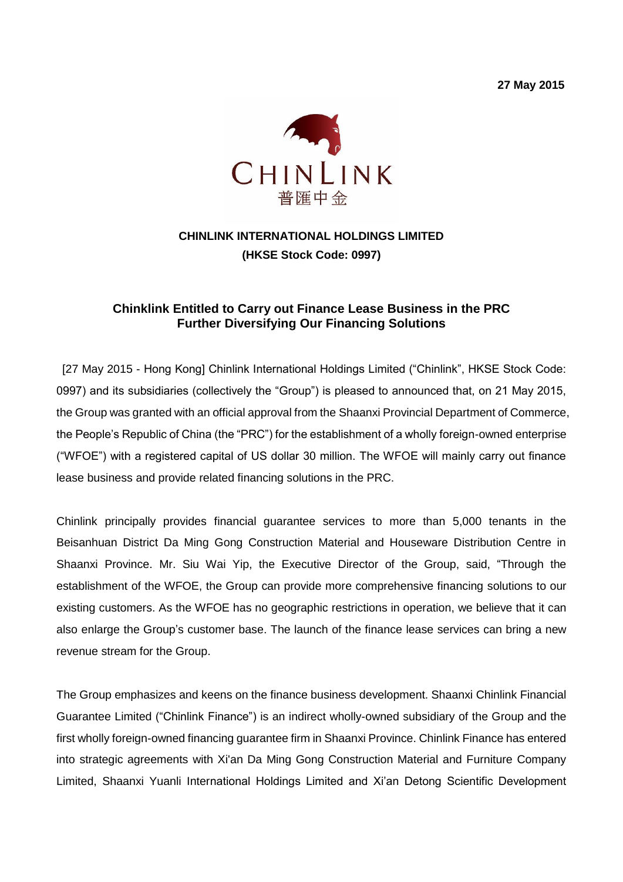**27 May 2015**

CHINLINK
普匯中金

**CHINLINK INTERNATIONAL HOLDINGS LIMITED**
**(HKSE Stock Code: 0997)**

## Chinklink Entitled to Carry out Finance Lease Business in the PRC Further Diversifying Our Financing Solutions

[27 May 2015 - Hong Kong] Chinlink International Holdings Limited ("Chinlink", HKSE Stock Code: 0997) and its subsidiaries (collectively the "Group") is pleased to announced that, on 21 May 2015, the Group was granted with an official approval from the Shaanxi Provincial Department of Commerce, the People's Republic of China (the "PRC") for the establishment of a wholly foreign-owned enterprise ("WFOE") with a registered capital of US dollar 30 million. The WFOE will mainly carry out finance lease business and provide related financing solutions in the PRC.

Chinlink principally provides financial guarantee services to more than 5,000 tenants in the Beisanhuan District Da Ming Gong Construction Material and Houseware Distribution Centre in Shaanxi Province. Mr. Siu Wai Yip, the Executive Director of the Group, said, "Through the establishment of the WFOE, the Group can provide more comprehensive financing solutions to our existing customers. As the WFOE has no geographic restrictions in operation, we believe that it can also enlarge the Group's customer base. The launch of the finance lease services can bring a new revenue stream for the Group.

The Group emphasizes and keens on the finance business development. Shaanxi Chinlink Financial Guarantee Limited ("Chinlink Finance") is an indirect wholly-owned subsidiary of the Group and the first wholly foreign-owned financing guarantee firm in Shaanxi Province. Chinlink Finance has entered into strategic agreements with Xi'an Da Ming Gong Construction Material and Furniture Company Limited, Shaanxi Yuanli International Holdings Limited and Xi'an Detong Scientific Development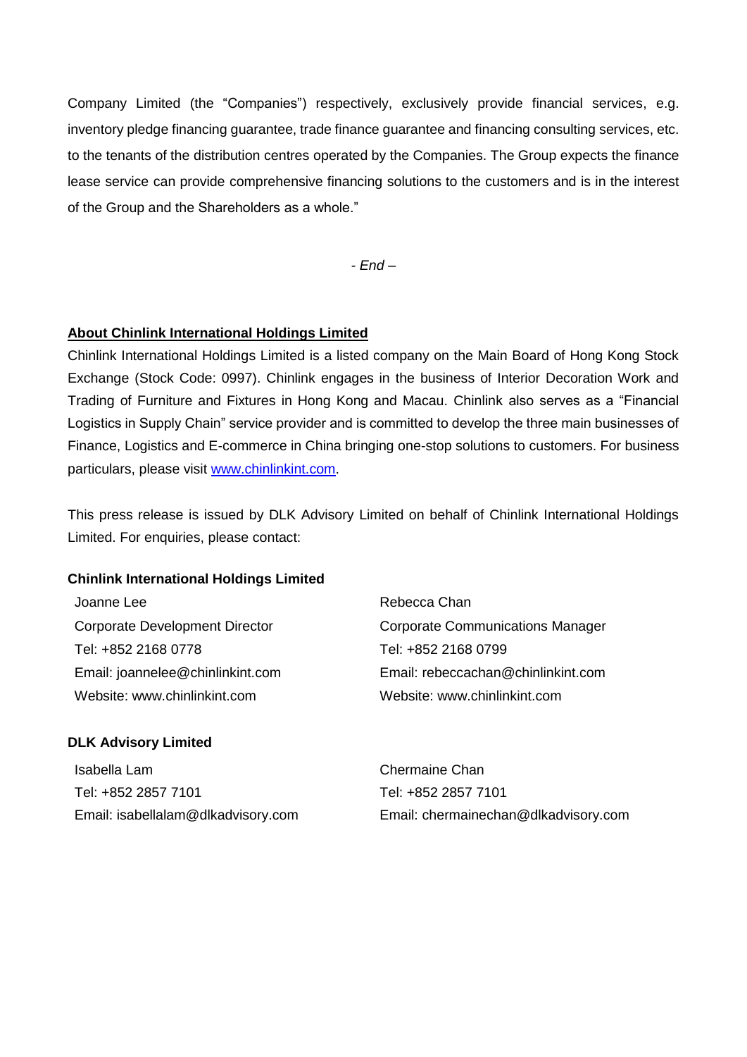Company Limited (the "Companies") respectively, exclusively provide financial services, e.g. inventory pledge financing guarantee, trade finance guarantee and financing consulting services, etc. to the tenants of the distribution centres operated by the Companies. The Group expects the finance lease service can provide comprehensive financing solutions to the customers and is in the interest of the Group and the Shareholders as a whole."

*- End –*

**About Chinlink International Holdings Limited**

Chinlink International Holdings Limited is a listed company on the Main Board of Hong Kong Stock Exchange (Stock Code: 0997). Chinlink engages in the business of Interior Decoration Work and Trading of Furniture and Fixtures in Hong Kong and Macau. Chinlink also serves as a "Financial Logistics in Supply Chain" service provider and is committed to develop the three main businesses of Finance, Logistics and E-commerce in China bringing one-stop solutions to customers. For business particulars, please visit www.chinlinkint.com.

This press release is issued by DLK Advisory Limited on behalf of Chinlink International Holdings Limited. For enquiries, please contact:

**Chinlink International Holdings Limited**

Joanne Lee
Corporate Development Director
Tel: +852 2168 0778
Email: joannelee@chinlinkint.com
Website: www.chinlinkint.com

Rebecca Chan
Corporate Communications Manager
Tel: +852 2168 0799
Email: rebeccachan@chinlinkint.com
Website: www.chinlinkint.com

**DLK Advisory Limited**

Isabella Lam
Tel: +852 2857 7101
Email: isabellalam@dlkadvisory.com

Chermaine Chan
Tel: +852 2857 7101
Email: chermainechan@dlkadvisory.com